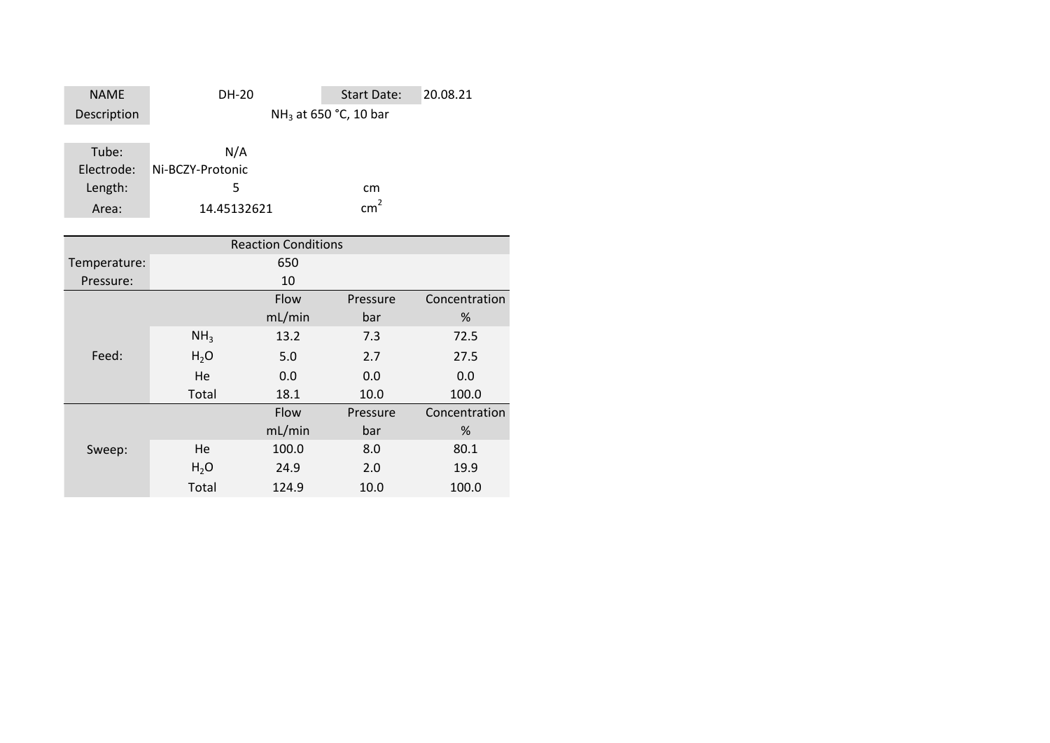| NAME | DH-20 | Start Date: | 20.08.21 |
|---|---|---|---|
| Description | $NH_3$ at 650 °C, 10 bar | | |

| Tube: | N/A | |
|---|---|---|
| Electrode: | Ni-BCZY-Protonic | |
| Length: | 5 | cm |
| Area: | 14.45132621 | $cm^2$ |

| Reaction Conditions | | | | |
|---|---|---|---|---|
| Temperature: | | 650 | | |
| Pressure: | | 10 | | |
| | | Flow | Pressure | Concentration |
| | | mL/min | bar | % |
| Feed: | $NH_3$ | 13.2 | 7.3 | 72.5 |
| | $H_2O$ | 5.0 | 2.7 | 27.5 |
| | He | 0.0 | 0.0 | 0.0 |
| | Total | 18.1 | 10.0 | 100.0 |
| | | Flow | Pressure | Concentration |
| | | mL/min | bar | % |
| Sweep: | He | 100.0 | 8.0 | 80.1 |
| | $H_2O$ | 24.9 | 2.0 | 19.9 |
| | Total | 124.9 | 10.0 | 100.0 |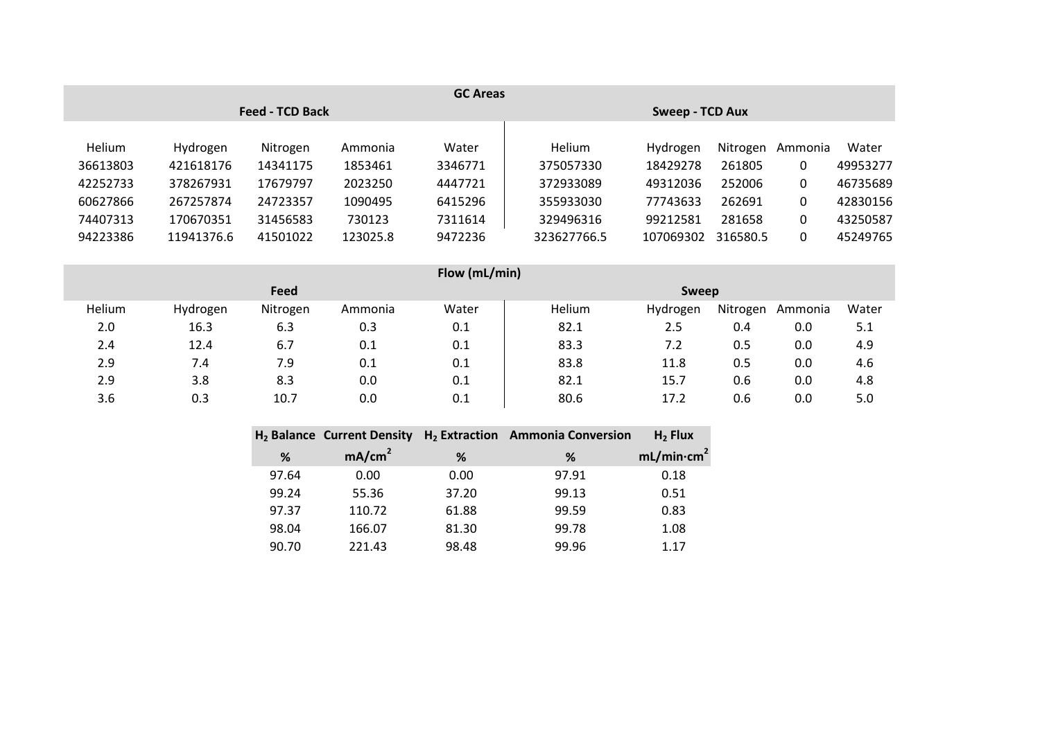| GC Areas | | | | | | | | | |
|---|---|---|---|---|---|---|---|---|---|
| Feed - TCD Back | | | | | Sweep - TCD Aux | | | | |
| Helium | Hydrogen | Nitrogen | Ammonia | Water | Helium | Hydrogen | Nitrogen | Ammonia | Water |
| 36613803 | 421618176 | 14341175 | 1853461 | 3346771 | 375057330 | 18429278 | 261805 | 0 | 49953277 |
| 42252733 | 378267931 | 17679797 | 2023250 | 4447721 | 372933089 | 49312036 | 252006 | 0 | 46735689 |
| 60627866 | 267257874 | 24723357 | 1090495 | 6415296 | 355933030 | 77743633 | 262691 | 0 | 42830156 |
| 74407313 | 170670351 | 31456583 | 730123 | 7311614 | 329496316 | 99212581 | 281658 | 0 | 43250587 |
| 94223386 | 11941376.6 | 41501022 | 123025.8 | 9472236 | 323627766.5 | 107069302 | 316580.5 | 0 | 45249765 |

| Flow (mL/min) | | | | | | | | | |
|---|---|---|---|---|---|---|---|---|---|
| Feed | | | | | Sweep | | | | |
| Helium | Hydrogen | Nitrogen | Ammonia | Water | Helium | Hydrogen | Nitrogen | Ammonia | Water |
| 2.0 | 16.3 | 6.3 | 0.3 | 0.1 | 82.1 | 2.5 | 0.4 | 0.0 | 5.1 |
| 2.4 | 12.4 | 6.7 | 0.1 | 0.1 | 83.3 | 7.2 | 0.5 | 0.0 | 4.9 |
| 2.9 | 7.4 | 7.9 | 0.1 | 0.1 | 83.8 | 11.8 | 0.5 | 0.0 | 4.6 |
| 2.9 | 3.8 | 8.3 | 0.0 | 0.1 | 82.1 | 15.7 | 0.6 | 0.0 | 4.8 |
| 3.6 | 0.3 | 10.7 | 0.0 | 0.1 | 80.6 | 17.2 | 0.6 | 0.0 | 5.0 |

| $H_2$ Balance | Current Density | $H_2$ Extraction | Ammonia Conversion | $H_2$ Flux |
|---|---|---|---|---|
| % | $mA/cm^2$ | % | % | $mL/min{\cdot}cm^2$ |
| 97.64 | 0.00 | 0.00 | 97.91 | 0.18 |
| 99.24 | 55.36 | 37.20 | 99.13 | 0.51 |
| 97.37 | 110.72 | 61.88 | 99.59 | 0.83 |
| 98.04 | 166.07 | 81.30 | 99.78 | 1.08 |
| 90.70 | 221.43 | 98.48 | 99.96 | 1.17 |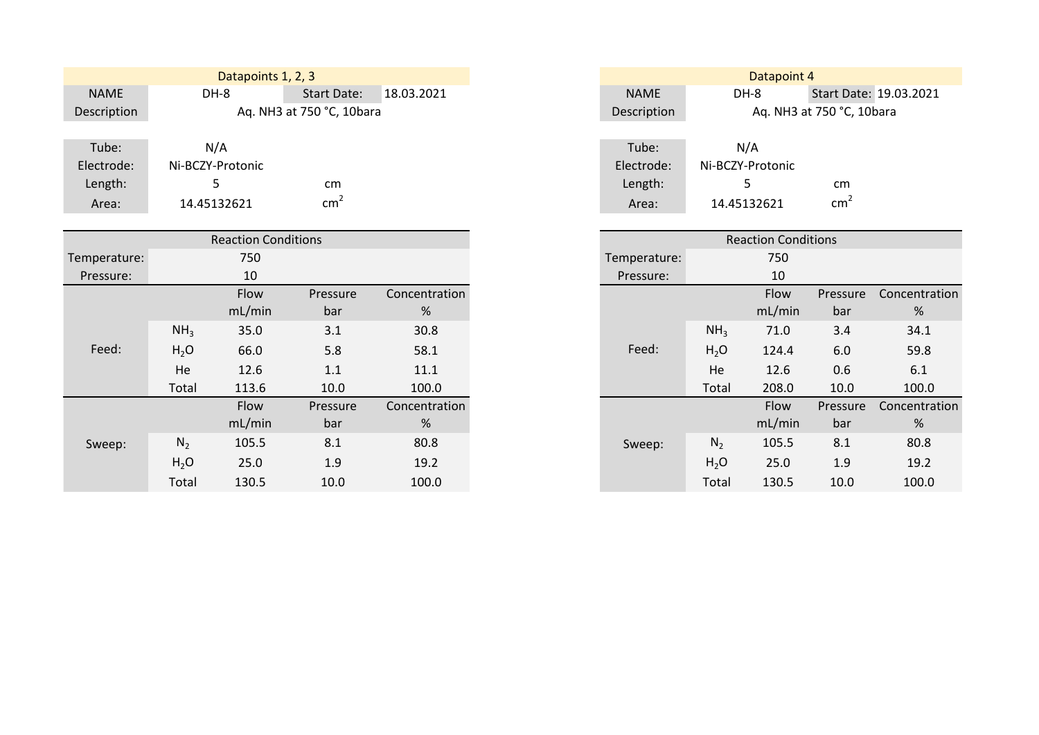## Datapoints 1, 2, 3

| NAME | DH-8 | Start Date: | 18.03.2021 |
|---|---|---|---|
| Description | Aq. NH3 at 750 °C, 10bara | | |

| Tube: | N/A | |
|---|---|---|
| Electrode: | Ni-BCZY-Protonic | |
| Length: | 5 | cm |
| Area: | 14.45132621 | $cm^2$ |

| Reaction Conditions | | | | |
|---|---|---|---|---|
| Temperature: | | 750 | | |
| Pressure: | | 10 | | |
| | | Flow mL/min | Pressure bar | Concentration % |
| Feed: | $NH_3$ | 35.0 | 3.1 | 30.8 |
| | $H_2O$ | 66.0 | 5.8 | 58.1 |
| | He | 12.6 | 1.1 | 11.1 |
| | Total | 113.6 | 10.0 | 100.0 |
| | | Flow mL/min | Pressure bar | Concentration % |
| Sweep: | $N_2$ | 105.5 | 8.1 | 80.8 |
| | $H_2O$ | 25.0 | 1.9 | 19.2 |
| | Total | 130.5 | 10.0 | 100.0 |

## Datapoint 4

| NAME | DH-8 | Start Date: | 19.03.2021 |
|---|---|---|---|
| Description | Aq. NH3 at 750 °C, 10bara | | |

| Tube: | N/A | |
|---|---|---|
| Electrode: | Ni-BCZY-Protonic | |
| Length: | 5 | cm |
| Area: | 14.45132621 | $cm^2$ |

| Reaction Conditions | | | | |
|---|---|---|---|---|
| Temperature: | | 750 | | |
| Pressure: | | 10 | | |
| | | Flow mL/min | Pressure bar | Concentration % |
| Feed: | $NH_3$ | 71.0 | 3.4 | 34.1 |
| | $H_2O$ | 124.4 | 6.0 | 59.8 |
| | He | 12.6 | 0.6 | 6.1 |
| | Total | 208.0 | 10.0 | 100.0 |
| | | Flow mL/min | Pressure bar | Concentration % |
| Sweep: | $N_2$ | 105.5 | 8.1 | 80.8 |
| | $H_2O$ | 25.0 | 1.9 | 19.2 |
| | Total | 130.5 | 10.0 | 100.0 |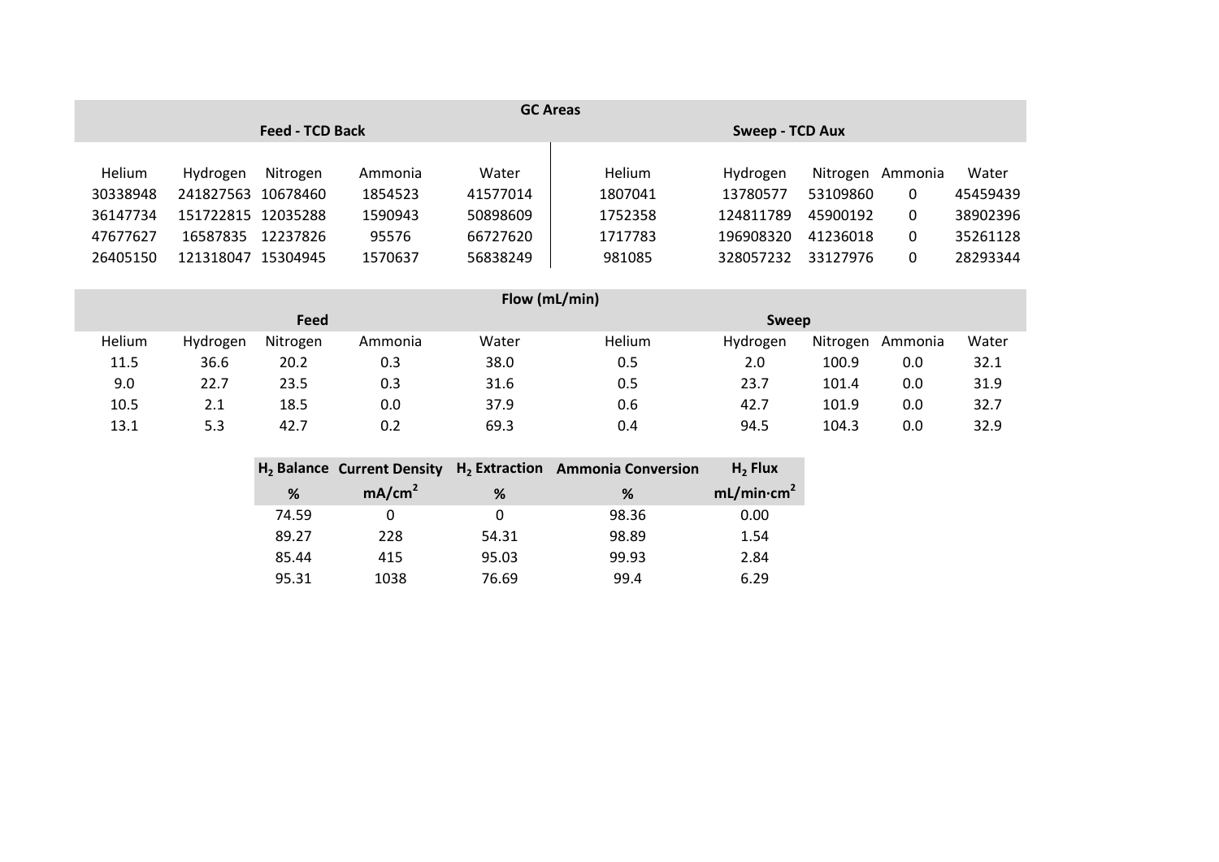| GC Areas | | | | | | | | | |
|---|---|---|---|---|---|---|---|---|---|
| Feed - TCD Back | | | | | Sweep - TCD Aux | | | | |
| Helium | Hydrogen | Nitrogen | Ammonia | Water | Helium | Hydrogen | Nitrogen | Ammonia | Water |
| 30338948 | 241827563 | 10678460 | 1854523 | 41577014 | 1807041 | 13780577 | 53109860 | 0 | 45459439 |
| 36147734 | 151722815 | 12035288 | 1590943 | 50898609 | 1752358 | 124811789 | 45900192 | 0 | 38902396 |
| 47677627 | 16587835 | 12237826 | 95576 | 66727620 | 1717783 | 196908320 | 41236018 | 0 | 35261128 |
| 26405150 | 121318047 | 15304945 | 1570637 | 56838249 | 981085 | 328057232 | 33127976 | 0 | 28293344 |

| Flow (mL/min) | | | | | | | | | |
|---|---|---|---|---|---|---|---|---|---|
| Feed | | | | | Sweep | | | | |
| Helium | Hydrogen | Nitrogen | Ammonia | Water | Helium | Hydrogen | Nitrogen | Ammonia | Water |
| 11.5 | 36.6 | 20.2 | 0.3 | 38.0 | 0.5 | 2.0 | 100.9 | 0.0 | 32.1 |
| 9.0 | 22.7 | 23.5 | 0.3 | 31.6 | 0.5 | 23.7 | 101.4 | 0.0 | 31.9 |
| 10.5 | 2.1 | 18.5 | 0.0 | 37.9 | 0.6 | 42.7 | 101.9 | 0.0 | 32.7 |
| 13.1 | 5.3 | 42.7 | 0.2 | 69.3 | 0.4 | 94.5 | 104.3 | 0.0 | 32.9 |

| $H_2$ Balance | Current Density | $H_2$ Extraction | Ammonia Conversion | $H_2$ Flux |
|---|---|---|---|---|
| % | $mA/cm^2$ | % | % | $mL/min \cdot cm^2$ |
| 74.59 | 0 | 0 | 98.36 | 0.00 |
| 89.27 | 228 | 54.31 | 98.89 | 1.54 |
| 85.44 | 415 | 95.03 | 99.93 | 2.84 |
| 95.31 | 1038 | 76.69 | 99.4 | 6.29 |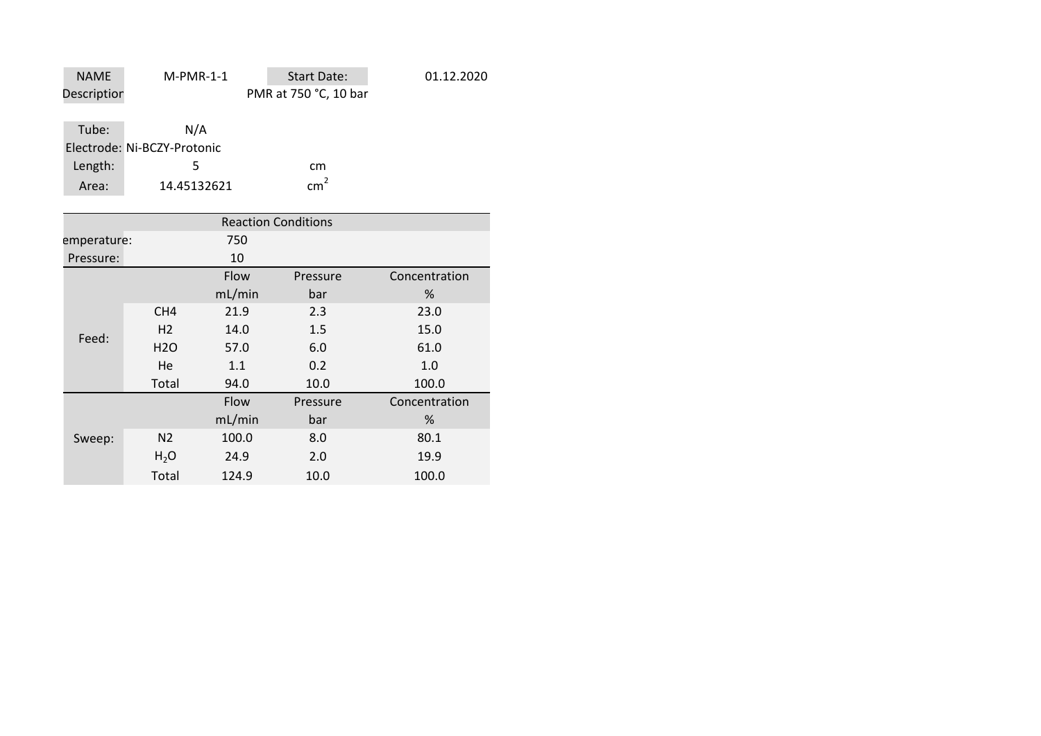| NAME | M-PMR-1-1 | Start Date: | 01.12.2020 |
|---|---|---|---|
| Description | | PMR at 750 °C, 10 bar | |

| Tube: | N/A | |
|---|---|---|
| Electrode: | Ni-BCZY-Protonic | |
| Length: | 5 | cm |
| Area: | 14.45132621 | $cm^2$ |

| Reaction Conditions | | | | |
|---|---|---|---|---|
| Temperature: | | 750 | | |
| Pressure: | | 10 | | |
| | | Flow | Pressure | Concentration |
| | | mL/min | bar | % |
| Feed: | CH4 | 21.9 | 2.3 | 23.0 |
| | H2 | 14.0 | 1.5 | 15.0 |
| | H2O | 57.0 | 6.0 | 61.0 |
| | He | 1.1 | 0.2 | 1.0 |
| | Total | 94.0 | 10.0 | 100.0 |
| | | Flow | Pressure | Concentration |
| | | mL/min | bar | % |
| Sweep: | N2 | 100.0 | 8.0 | 80.1 |
| | $H_2O$ | 24.9 | 2.0 | 19.9 |
| | Total | 124.9 | 10.0 | 100.0 |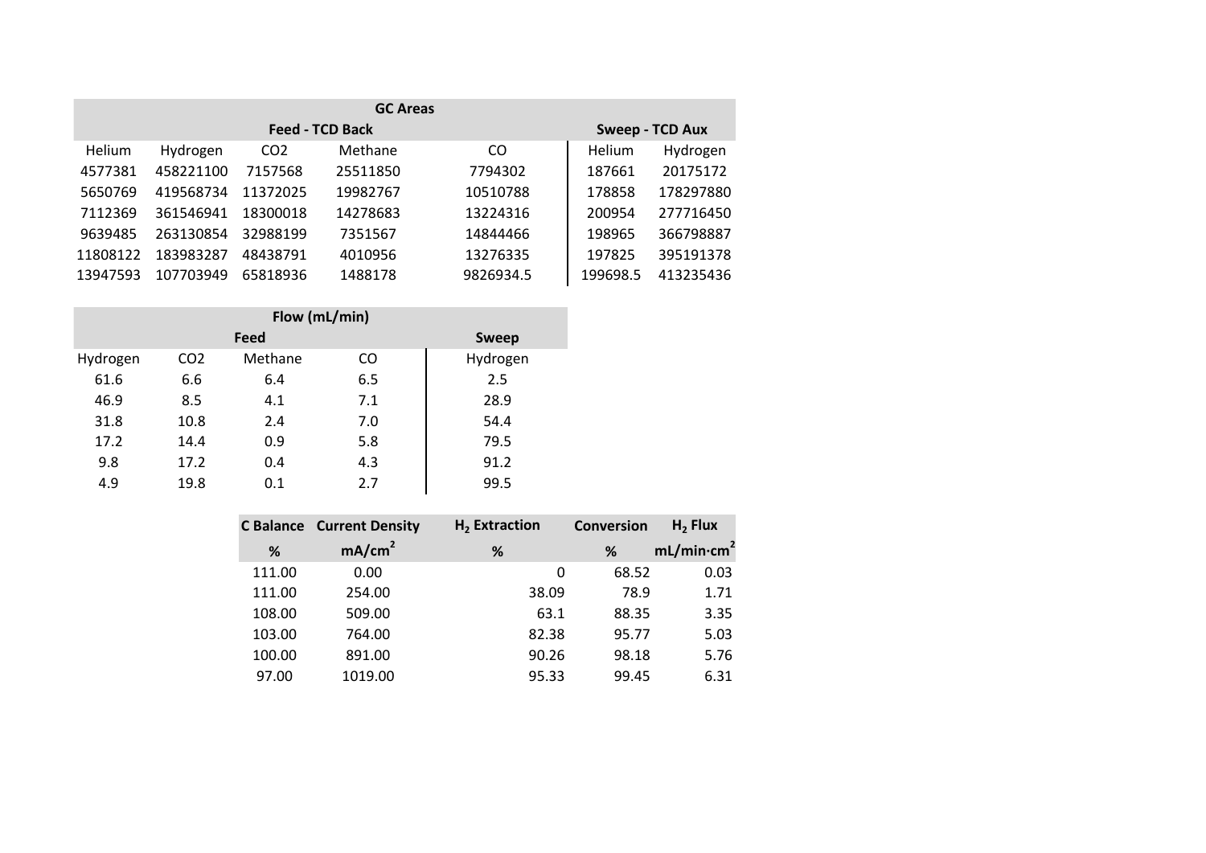| GC Areas | | | | | | |
|---|---|---|---|---|---|---|
| Feed - TCD Back | | | | | Sweep - TCD Aux | |
| Helium | Hydrogen | CO2 | Methane | CO | Helium | Hydrogen |
| 4577381 | 458221100 | 7157568 | 25511850 | 7794302 | 187661 | 20175172 |
| 5650769 | 419568734 | 11372025 | 19982767 | 10510788 | 178858 | 178297880 |
| 7112369 | 361546941 | 18300018 | 14278683 | 13224316 | 200954 | 277716450 |
| 9639485 | 263130854 | 32988199 | 7351567 | 14844466 | 198965 | 366798887 |
| 11808122 | 183983287 | 48438791 | 4010956 | 13276335 | 197825 | 395191378 |
| 13947593 | 107703949 | 65818936 | 1488178 | 9826934.5 | 199698.5 | 413235436 |

| Flow (mL/min) | | | | |
|---|---|---|---|---|
| Feed | | | | Sweep |
| Hydrogen | CO2 | Methane | CO | Hydrogen |
| 61.6 | 6.6 | 6.4 | 6.5 | 2.5 |
| 46.9 | 8.5 | 4.1 | 7.1 | 28.9 |
| 31.8 | 10.8 | 2.4 | 7.0 | 54.4 |
| 17.2 | 14.4 | 0.9 | 5.8 | 79.5 |
| 9.8 | 17.2 | 0.4 | 4.3 | 91.2 |
| 4.9 | 19.8 | 0.1 | 2.7 | 99.5 |

| C Balance | Current Density | $H_2$ Extraction | Conversion | $H_2$ Flux |
|---|---|---|---|---|
| % | $mA/cm^2$ | % | % | $mL/min{\cdot}cm^2$ |
| 111.00 | 0.00 | 0 | 68.52 | 0.03 |
| 111.00 | 254.00 | 38.09 | 78.9 | 1.71 |
| 108.00 | 509.00 | 63.1 | 88.35 | 3.35 |
| 103.00 | 764.00 | 82.38 | 95.77 | 5.03 |
| 100.00 | 891.00 | 90.26 | 98.18 | 5.76 |
| 97.00 | 1019.00 | 95.33 | 99.45 | 6.31 |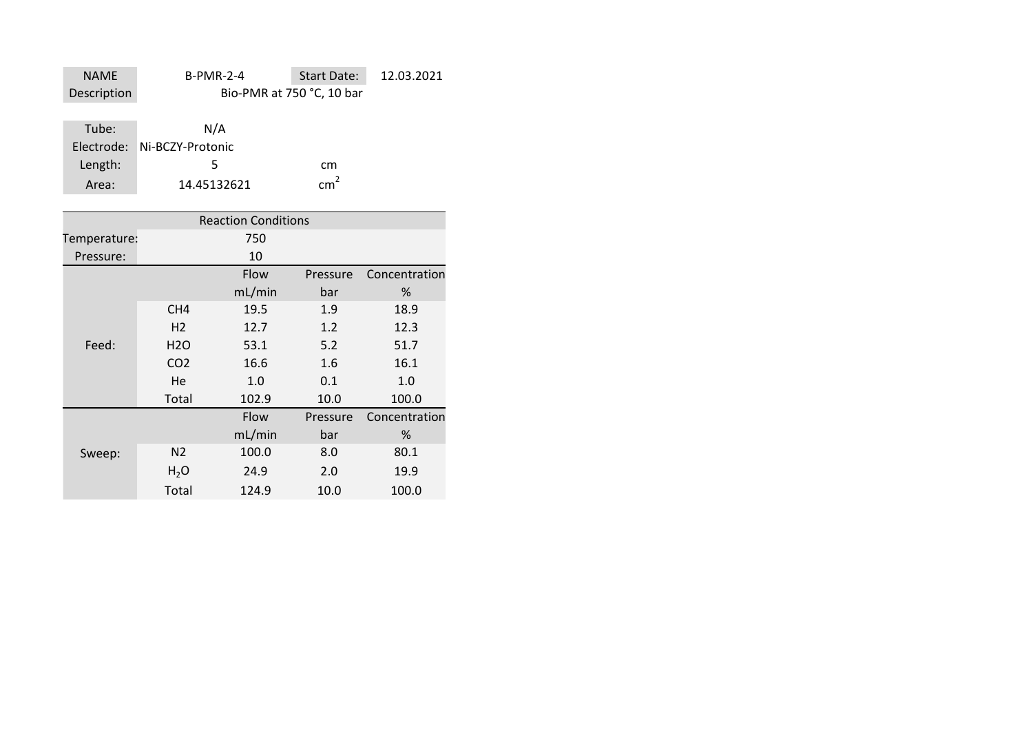| NAME | B-PMR-2-4 | Start Date: | 12.03.2021 |
| --- | --- | --- | --- |
| Description | Bio-PMR at 750 °C, 10 bar | | |

| Tube: | N/A | |
| --- | --- | --- |
| Electrode: | Ni-BCZY-Protonic | |
| Length: | 5 | cm |
| Area: | 14.45132621 | $cm^2$ |

| Reaction Conditions | | | | |
| --- | --- | --- | --- | --- |
| Temperature: | | 750 | | |
| Pressure: | | 10 | | |
| | | Flow | Pressure | Concentration |
| | | mL/min | bar | % |
| Feed: | CH4 | 19.5 | 1.9 | 18.9 |
| | H2 | 12.7 | 1.2 | 12.3 |
| | H2O | 53.1 | 5.2 | 51.7 |
| | CO2 | 16.6 | 1.6 | 16.1 |
| | He | 1.0 | 0.1 | 1.0 |
| | Total | 102.9 | 10.0 | 100.0 |
| | | Flow | Pressure | Concentration |
| | | mL/min | bar | % |
| Sweep: | N2 | 100.0 | 8.0 | 80.1 |
| | $H_2O$ | 24.9 | 2.0 | 19.9 |
| | Total | 124.9 | 10.0 | 100.0 |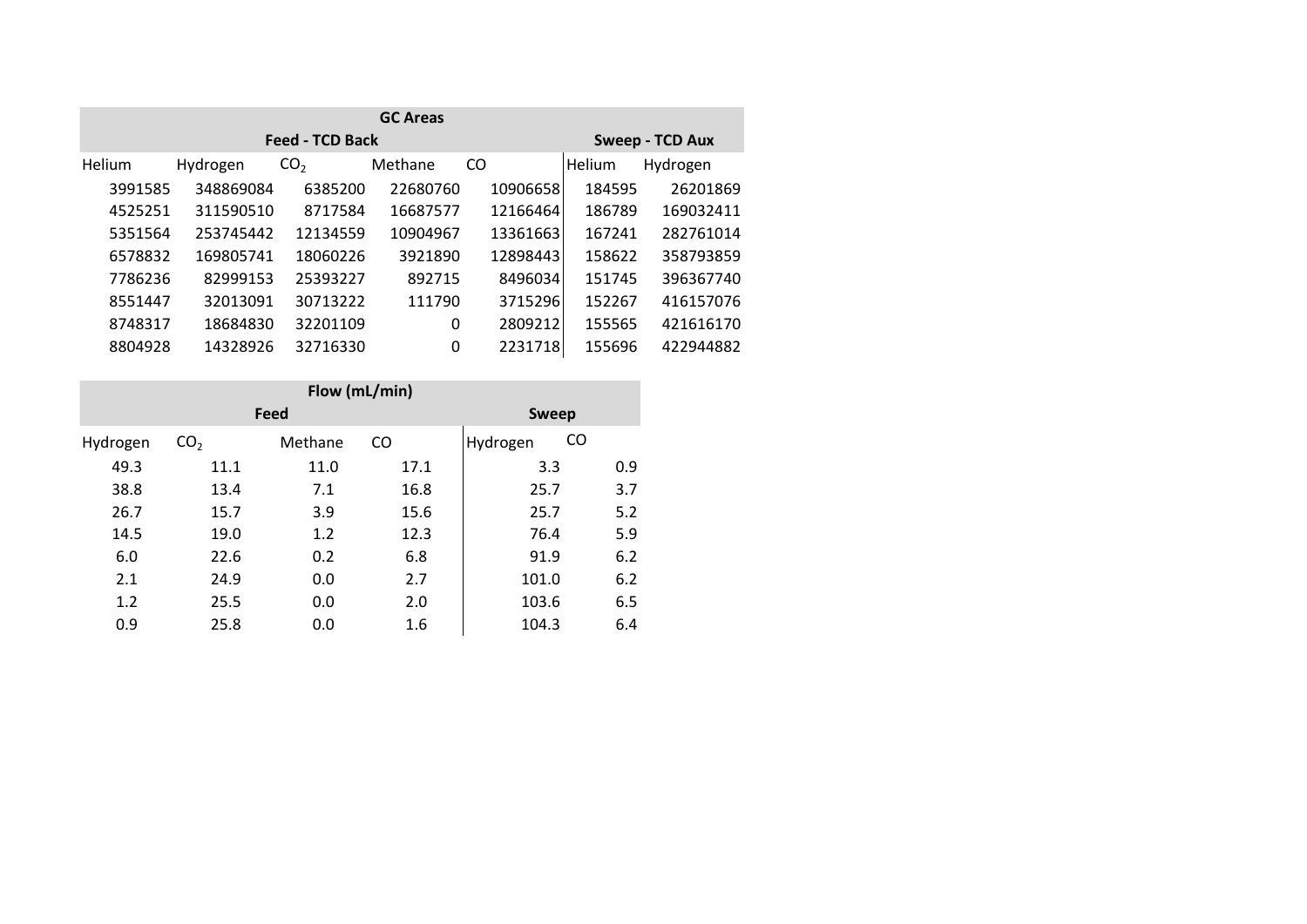| GC Areas | | | | | | |
|---|---|---|---|---|---|---|
| Feed - TCD Back | | | | | Sweep - TCD Aux | |
| Helium | Hydrogen | $CO_2$ | Methane | CO | Helium | Hydrogen |
| 3991585 | 348869084 | 6385200 | 22680760 | 10906658 | 184595 | 26201869 |
| 4525251 | 311590510 | 8717584 | 16687577 | 12166464 | 186789 | 169032411 |
| 5351564 | 253745442 | 12134559 | 10904967 | 13361663 | 167241 | 282761014 |
| 6578832 | 169805741 | 18060226 | 3921890 | 12898443 | 158622 | 358793859 |
| 7786236 | 82999153 | 25393227 | 892715 | 8496034 | 151745 | 396367740 |
| 8551447 | 32013091 | 30713222 | 111790 | 3715296 | 152267 | 416157076 |
| 8748317 | 18684830 | 32201109 | 0 | 2809212 | 155565 | 421616170 |
| 8804928 | 14328926 | 32716330 | 0 | 2231718 | 155696 | 422944882 |

| Flow (mL/min) | | | | | |
|---|---|---|---|---|---|
| Feed | | | | Sweep | |
| Hydrogen | $CO_2$ | Methane | CO | Hydrogen | CO |
| 49.3 | 11.1 | 11.0 | 17.1 | 3.3 | 0.9 |
| 38.8 | 13.4 | 7.1 | 16.8 | 25.7 | 3.7 |
| 26.7 | 15.7 | 3.9 | 15.6 | 25.7 | 5.2 |
| 14.5 | 19.0 | 1.2 | 12.3 | 76.4 | 5.9 |
| 6.0 | 22.6 | 0.2 | 6.8 | 91.9 | 6.2 |
| 2.1 | 24.9 | 0.0 | 2.7 | 101.0 | 6.2 |
| 1.2 | 25.5 | 0.0 | 2.0 | 103.6 | 6.5 |
| 0.9 | 25.8 | 0.0 | 1.6 | 104.3 | 6.4 |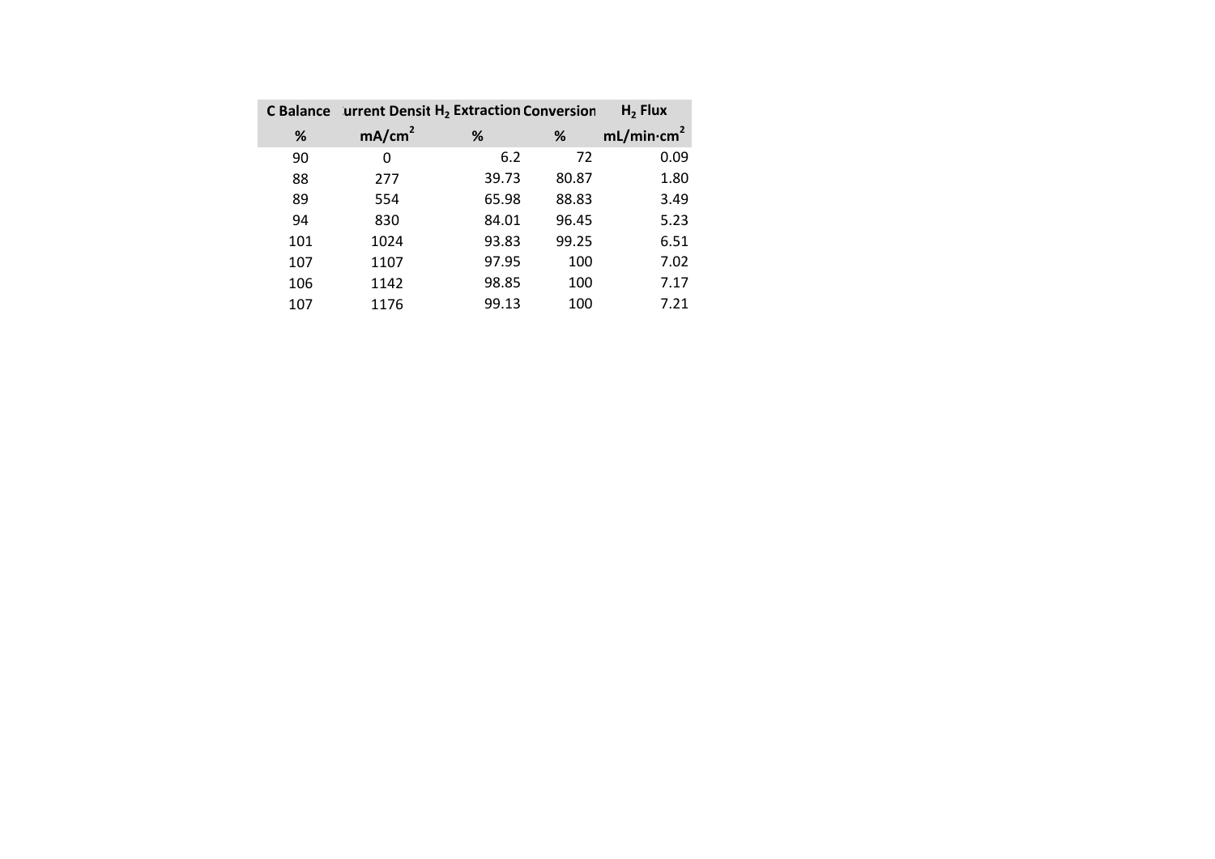| C Balance | Current Density | $H_2$ Extraction | Conversion | $H_2$ Flux |
|---|---|---|---|---|
| % | mA/cm$^2$ | % | % | mL/min·cm$^2$ |
| 90 | 0 | 6.2 | 72 | 0.09 |
| 88 | 277 | 39.73 | 80.87 | 1.80 |
| 89 | 554 | 65.98 | 88.83 | 3.49 |
| 94 | 830 | 84.01 | 96.45 | 5.23 |
| 101 | 1024 | 93.83 | 99.25 | 6.51 |
| 107 | 1107 | 97.95 | 100 | 7.02 |
| 106 | 1142 | 98.85 | 100 | 7.17 |
| 107 | 1176 | 99.13 | 100 | 7.21 |